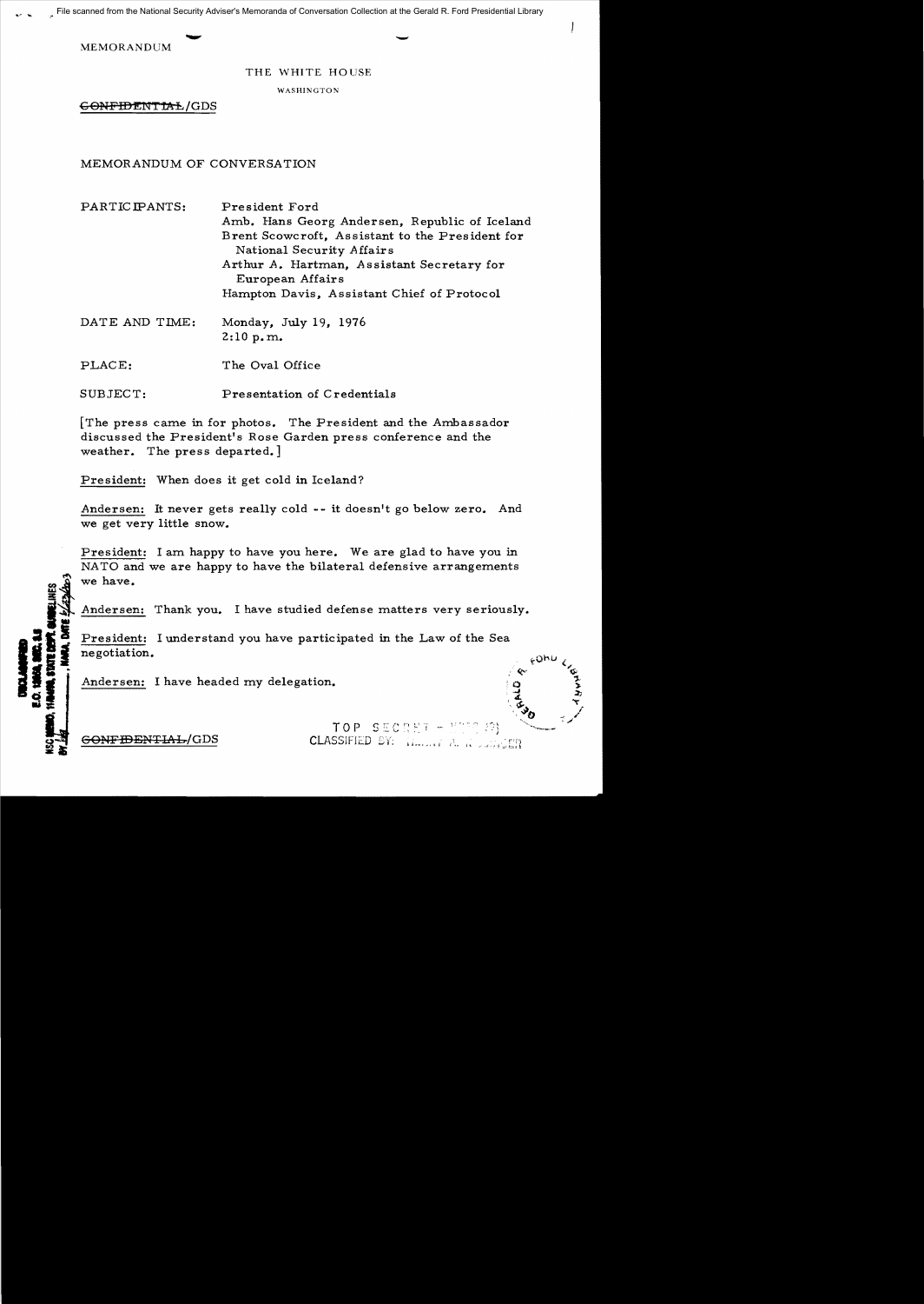File scanned from the National Security Adviser's Memoranda of Conversation Collection at the Gerald R. Ford Presidential Library

MEMORANDUM

THE WHITE HOUSE

WASHINGTON

~~CONFIDENTIAL~~/GDS

MEMORANDUM OF CONVERSATION

| | |
|---|---|
| PARTICIPANTS: | President Ford<br>Amb. Hans Georg Andersen, Republic of Iceland<br>Brent Scowcroft, Assistant to the President for National Security Affairs<br>Arthur A. Hartman, Assistant Secretary for European Affairs<br>Hampton Davis, Assistant Chief of Protocol |
| DATE AND TIME: | Monday, July 19, 1976<br>2:10 p.m. |
| PLACE: | The Oval Office |
| SUBJECT: | Presentation of Credentials |

[The press came in for photos. The President and the Ambassador discussed the President's Rose Garden press conference and the weather. The press departed.]

President: When does it get cold in Iceland?

Andersen: It never gets really cold -- it doesn't go below zero. And we get very little snow.

President: I am happy to have you here. We are glad to have you in NATO and we are happy to have the bilateral defensive arrangements we have.

Andersen: Thank you. I have studied defense matters very seriously.

President: I understand you have participated in the Law of the Sea negotiation.

Andersen: I have headed my delegation.

DECLASSIFIED
E.O. 12958, SEC. 3.5
NSC MEMO, 11/24/98, STATE DEPT. GUIDELINES
BY ___, NARA, DATE ___

~~CONFIDENTIAL~~/GDS

TOP SECRET
CLASSIFIED BY: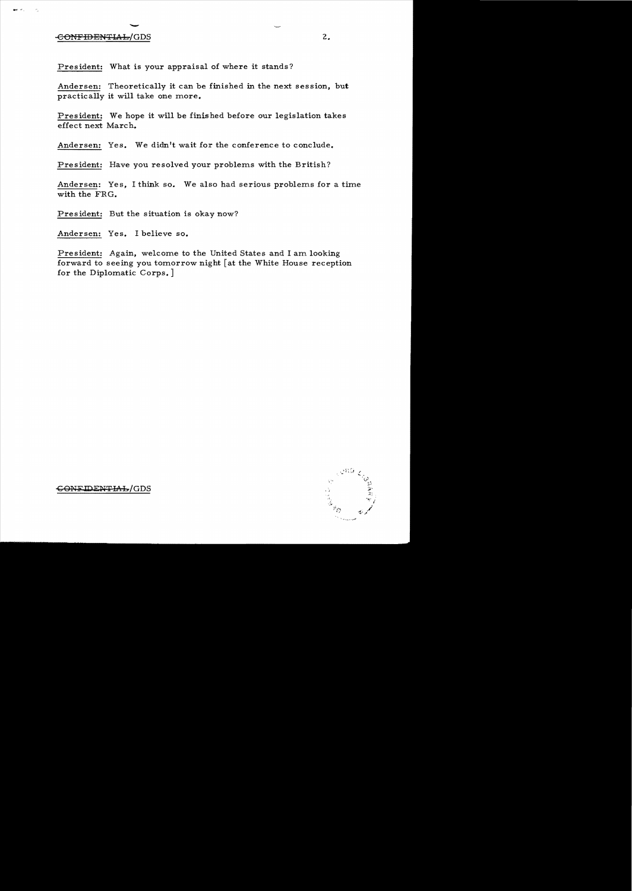President: What is your appraisal of where it stands?

Andersen: Theoretically it can be finished in the next session, but practically it will take one more.

President: We hope it will be finished before our legislation takes effect next March.

Andersen: Yes. We didn't wait for the conference to conclude.

President: Have you resolved your problems with the British?

Andersen: Yes, I think so. We also had serious problems for a time with the FRG.

President: But the situation is okay now?

Andersen: Yes. I believe so.

President: Again, welcome to the United States and I am looking forward to seeing you tomorrow night [at the White House reception for the Diplomatic Corps.]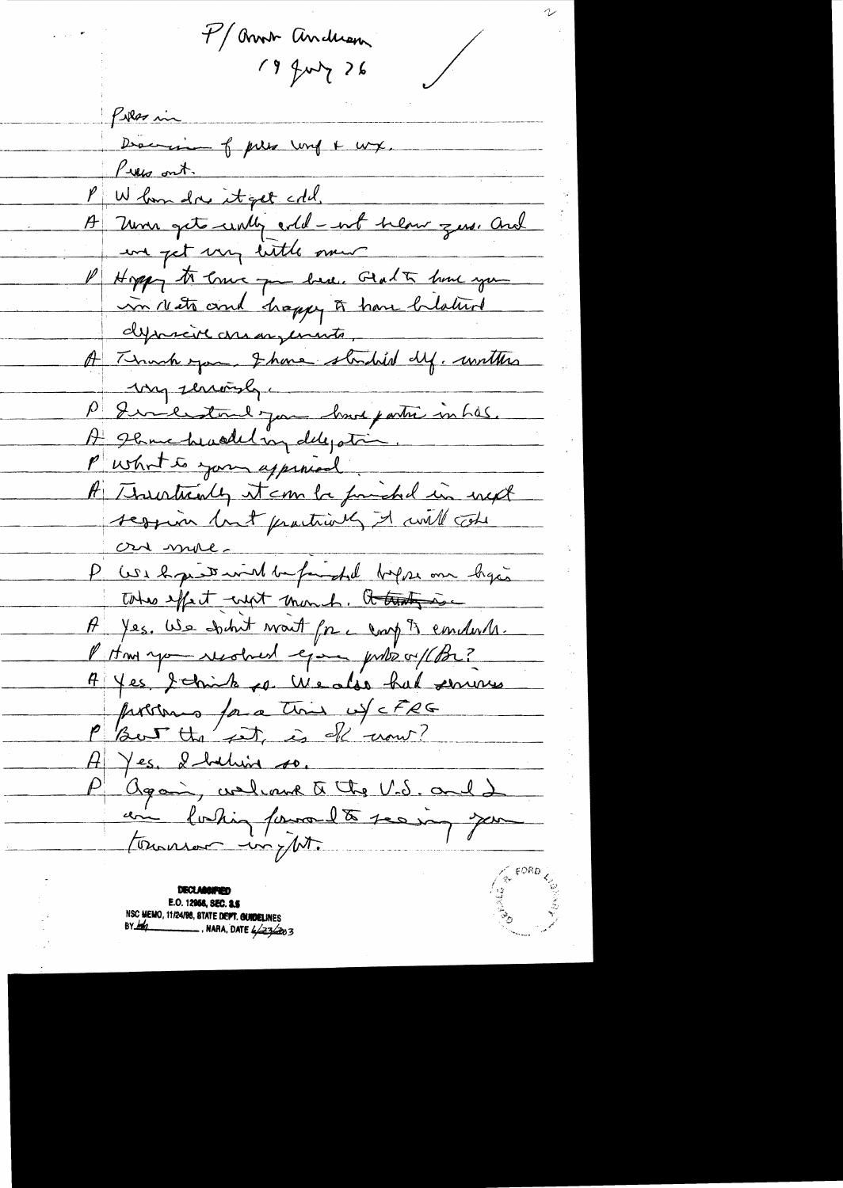P/ Anker Andersen
19 July 76

Press in

Discussion of press weather & wx.

Press out.

P When does it get cold.

A Winter gets really cold – not below zero. And we get very little snow

P Happy to have you here. Glad to have you in NATO and happy to have bilateral defensive arrangements.

A Thank you. I have studied def. matters very seriously.

P I understand you have partie in LOS.

A I have headed my delegation.

P What is your appraisal.

A Theoretically it can be finished in next session but practically it will take one more.

P We hope it will be finished before our bgis takes effect next month. ~~Otherwise~~

A Yes. We don't want for a cmp to conclude.

P Have you resolved your problem w/ UK?

A Yes I think so. We also had serious problems for a time w/ FRG

P But that is OK now?

A Yes. I believe so.

P Again, welcome to the U.S. and I am looking forward to seeing you tomorrow night.

DECLASSIFIED
E.O. 12958, SEC. 3.5
NSC MEMO, 11/24/98, STATE DEPT. GUIDELINES
BY ___, NARA, DATE 4/23/2003